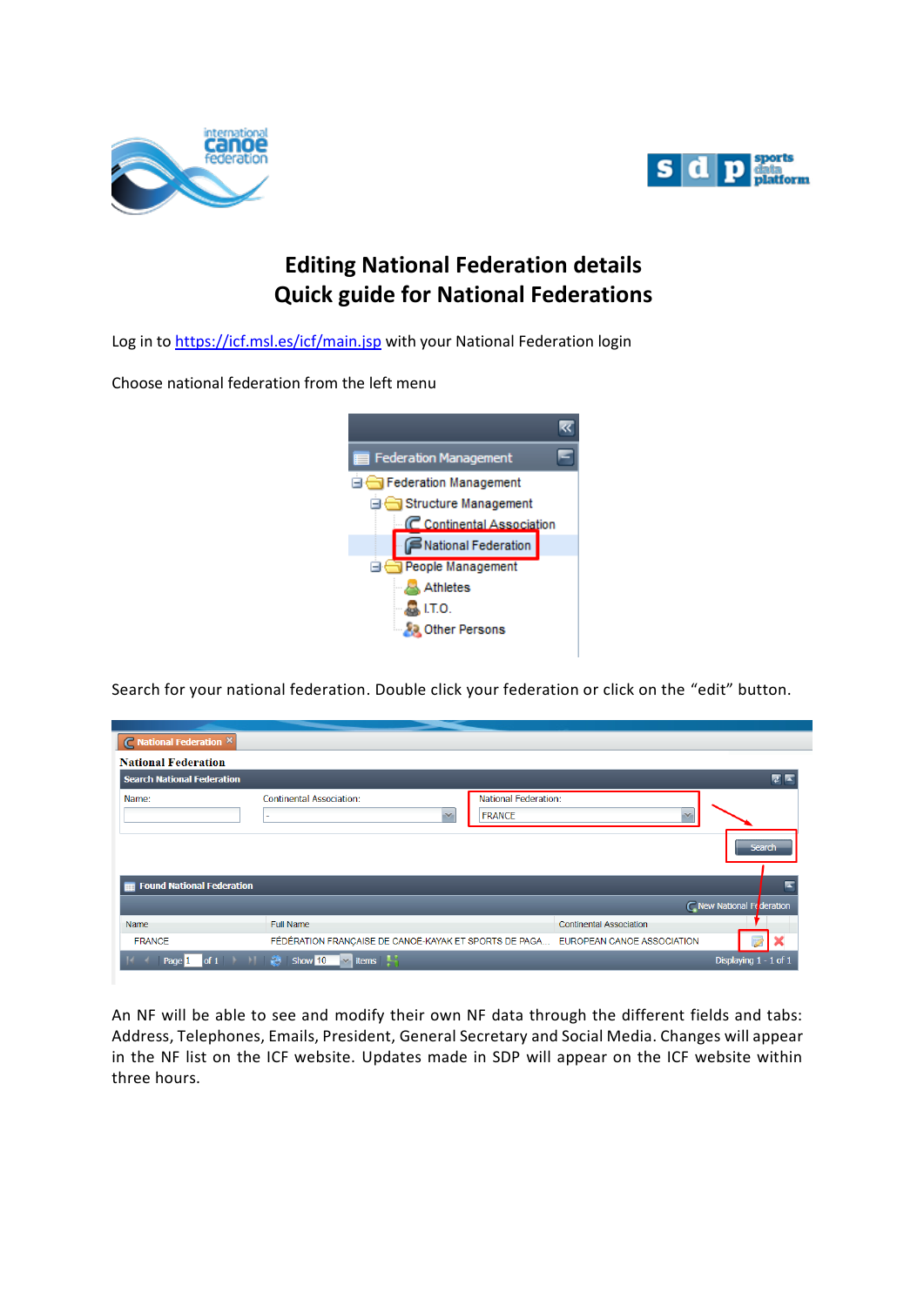# Editing National Federation details
# Quick guide for National Federations

Log in to [https://icf.msl.es/icf/main.jsp](https://icf.msl.es/icf/main.jsp) with your National Federation login

Choose national federation from the left menu

Search for your national federation. Double click your federation or click on the "edit" button.

An NF will be able to see and modify their own NF data through the different fields and tabs: Address, Telephones, Emails, President, General Secretary and Social Media. Changes will appear in the NF list on the ICF website. Updates made in SDP will appear on the ICF website within three hours.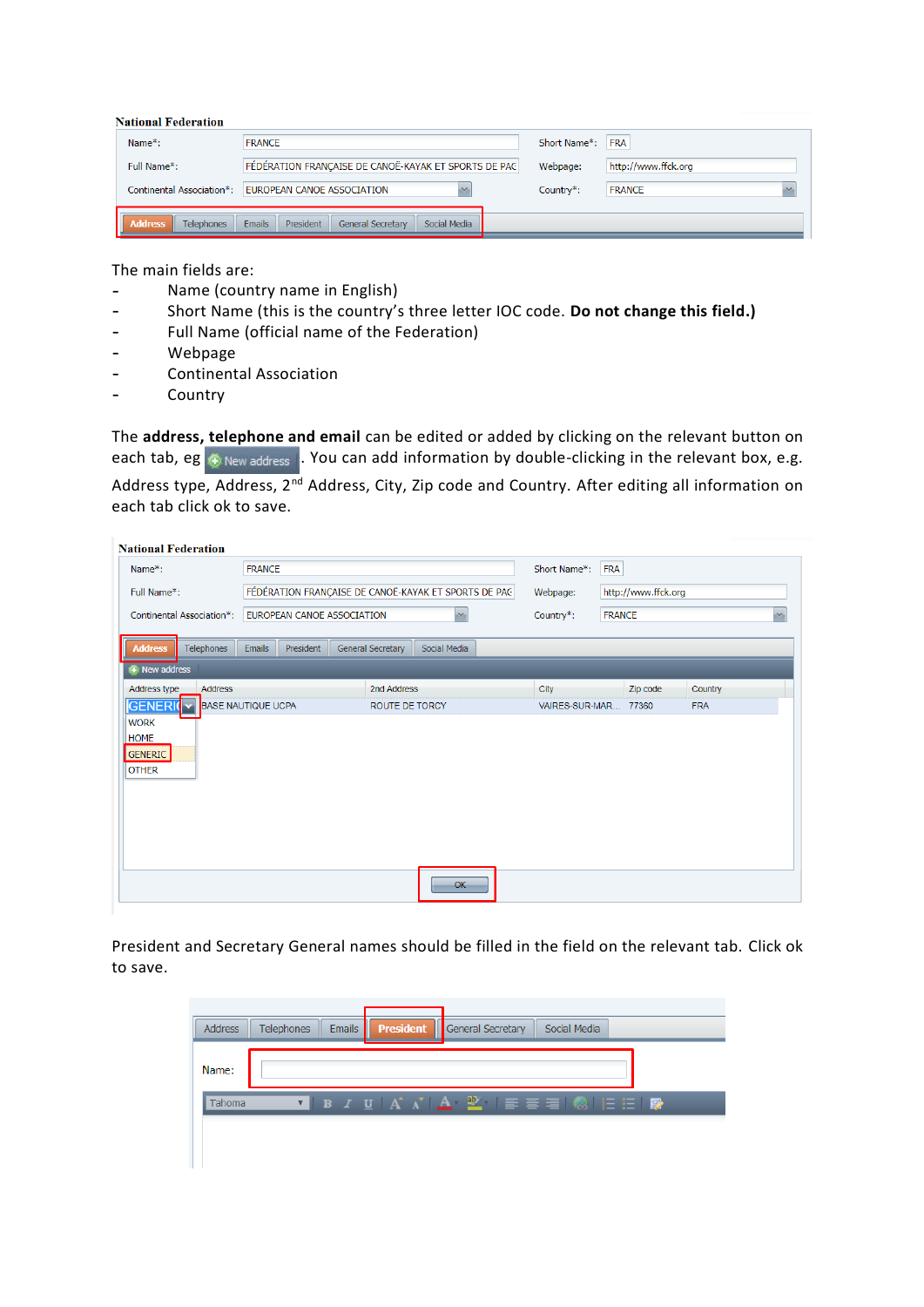The main fields are:

- Name (country name in English)
- Short Name (this is the country's three letter IOC code. **Do not change this field.)**
- Full Name (official name of the Federation)
- Webpage
- Continental Association
- Country

The **address, telephone and email** can be edited or added by clicking on the relevant button on each tab, eg New address. You can add information by double-clicking in the relevant box, e.g. Address type, Address, 2nd Address, City, Zip code and Country. After editing all information on each tab click ok to save.

President and Secretary General names should be filled in the field on the relevant tab. Click ok to save.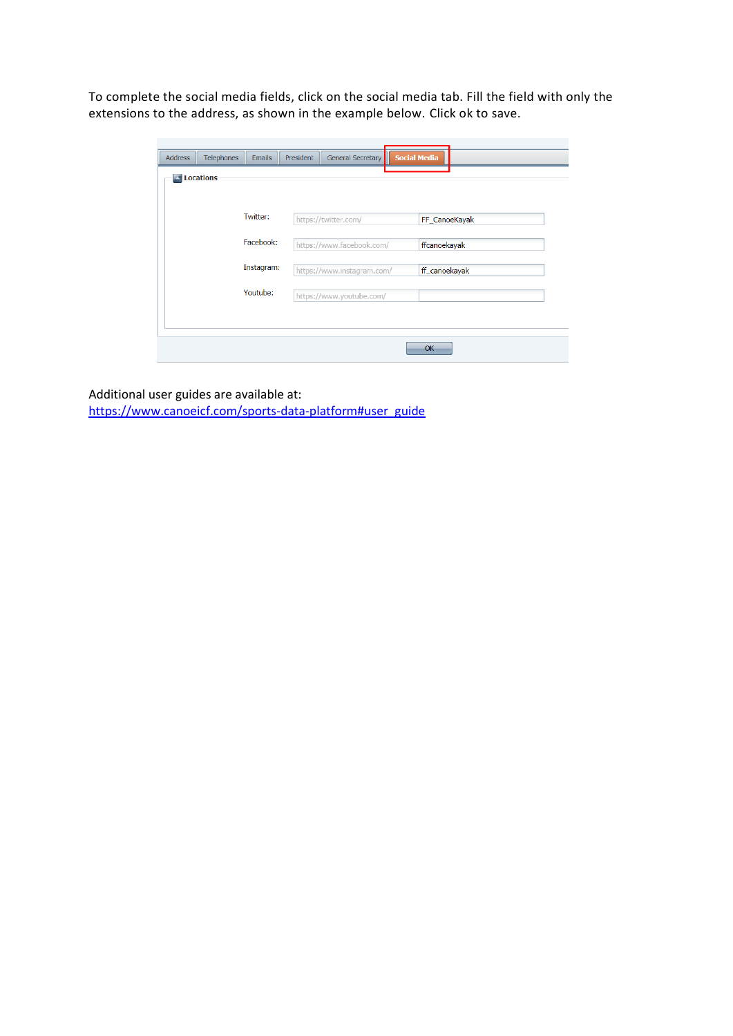To complete the social media fields, click on the social media tab. Fill the field with only the extensions to the address, as shown in the example below. Click ok to save.

Additional user guides are available at:
https://www.canoeicf.com/sports-data-platform#user_guide